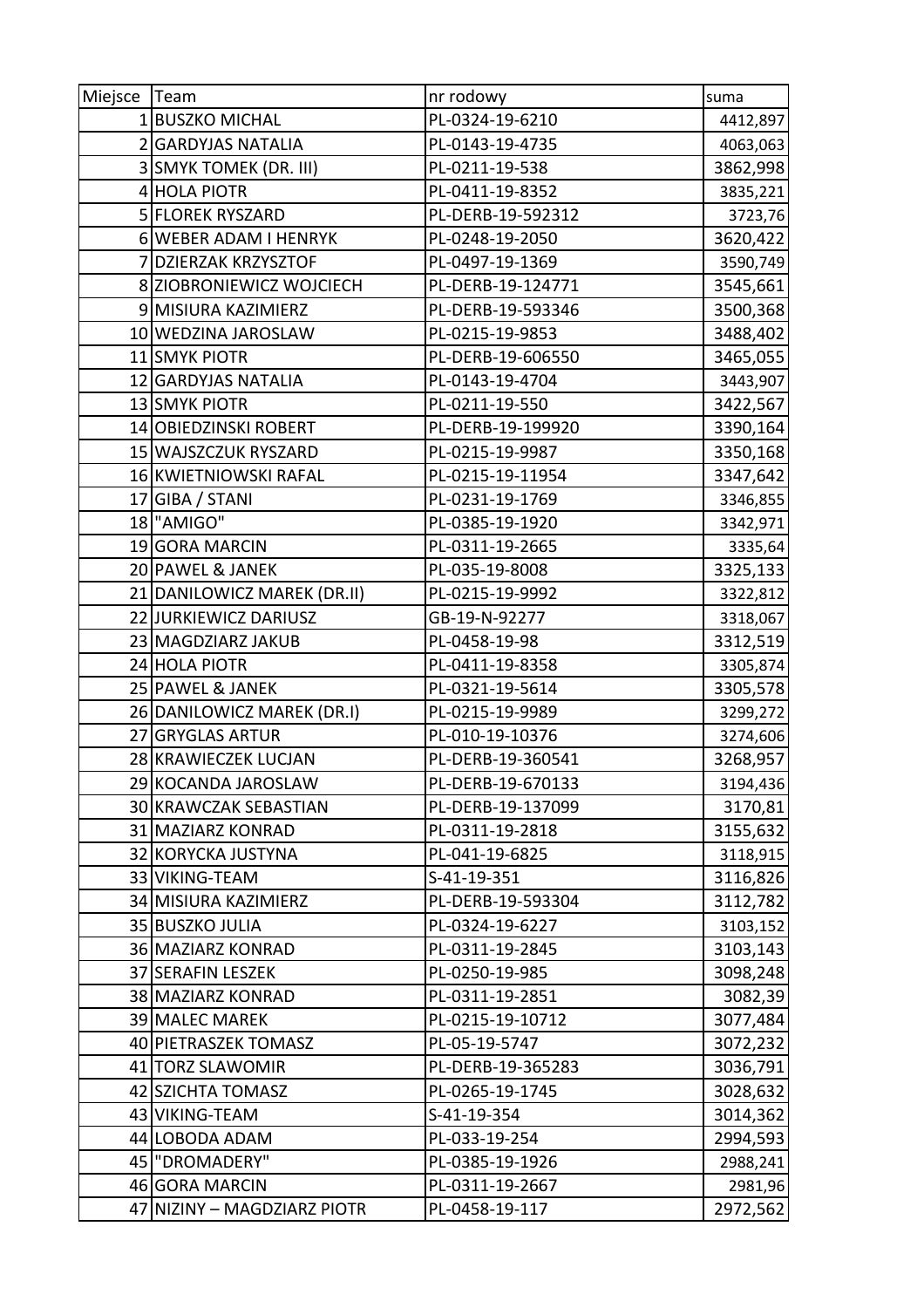| Miejsce | Team | nr rodowy | suma |
|---|---|---|---|
| 1 | BUSZKO MICHAL | PL-0324-19-6210 | 4412,897 |
| 2 | GARDYJAS NATALIA | PL-0143-19-4735 | 4063,063 |
| 3 | SMYK TOMEK (DR. III) | PL-0211-19-538 | 3862,998 |
| 4 | HOLA PIOTR | PL-0411-19-8352 | 3835,221 |
| 5 | FLOREK RYSZARD | PL-DERB-19-592312 | 3723,76 |
| 6 | WEBER ADAM I HENRYK | PL-0248-19-2050 | 3620,422 |
| 7 | DZIERZAK KRZYSZTOF | PL-0497-19-1369 | 3590,749 |
| 8 | ZIOBRONIEWICZ WOJCIECH | PL-DERB-19-124771 | 3545,661 |
| 9 | MISIURA KAZIMIERZ | PL-DERB-19-593346 | 3500,368 |
| 10 | WEDZINA JAROSLAW | PL-0215-19-9853 | 3488,402 |
| 11 | SMYK PIOTR | PL-DERB-19-606550 | 3465,055 |
| 12 | GARDYJAS NATALIA | PL-0143-19-4704 | 3443,907 |
| 13 | SMYK PIOTR | PL-0211-19-550 | 3422,567 |
| 14 | OBIEDZINSKI ROBERT | PL-DERB-19-199920 | 3390,164 |
| 15 | WAJSZCZUK RYSZARD | PL-0215-19-9987 | 3350,168 |
| 16 | KWIETNIOWSKI RAFAL | PL-0215-19-11954 | 3347,642 |
| 17 | GIBA / STANI | PL-0231-19-1769 | 3346,855 |
| 18 | "AMIGO" | PL-0385-19-1920 | 3342,971 |
| 19 | GORA MARCIN | PL-0311-19-2665 | 3335,64 |
| 20 | PAWEL & JANEK | PL-035-19-8008 | 3325,133 |
| 21 | DANILOWICZ MAREK (DR.II) | PL-0215-19-9992 | 3322,812 |
| 22 | JURKIEWICZ DARIUSZ | GB-19-N-92277 | 3318,067 |
| 23 | MAGDZIARZ JAKUB | PL-0458-19-98 | 3312,519 |
| 24 | HOLA PIOTR | PL-0411-19-8358 | 3305,874 |
| 25 | PAWEL & JANEK | PL-0321-19-5614 | 3305,578 |
| 26 | DANILOWICZ MAREK (DR.I) | PL-0215-19-9989 | 3299,272 |
| 27 | GRYGLAS ARTUR | PL-010-19-10376 | 3274,606 |
| 28 | KRAWIECZEK LUCJAN | PL-DERB-19-360541 | 3268,957 |
| 29 | KOCANDA JAROSLAW | PL-DERB-19-670133 | 3194,436 |
| 30 | KRAWCZAK SEBASTIAN | PL-DERB-19-137099 | 3170,81 |
| 31 | MAZIARZ KONRAD | PL-0311-19-2818 | 3155,632 |
| 32 | KORYCKA JUSTYNA | PL-041-19-6825 | 3118,915 |
| 33 | VIKING-TEAM | S-41-19-351 | 3116,826 |
| 34 | MISIURA KAZIMIERZ | PL-DERB-19-593304 | 3112,782 |
| 35 | BUSZKO JULIA | PL-0324-19-6227 | 3103,152 |
| 36 | MAZIARZ KONRAD | PL-0311-19-2845 | 3103,143 |
| 37 | SERAFIN LESZEK | PL-0250-19-985 | 3098,248 |
| 38 | MAZIARZ KONRAD | PL-0311-19-2851 | 3082,39 |
| 39 | MALEC MAREK | PL-0215-19-10712 | 3077,484 |
| 40 | PIETRASZEK TOMASZ | PL-05-19-5747 | 3072,232 |
| 41 | TORZ SLAWOMIR | PL-DERB-19-365283 | 3036,791 |
| 42 | SZICHTA TOMASZ | PL-0265-19-1745 | 3028,632 |
| 43 | VIKING-TEAM | S-41-19-354 | 3014,362 |
| 44 | LOBODA ADAM | PL-033-19-254 | 2994,593 |
| 45 | "DROMADERY" | PL-0385-19-1926 | 2988,241 |
| 46 | GORA MARCIN | PL-0311-19-2667 | 2981,96 |
| 47 | NIZINY – MAGDZIARZ PIOTR | PL-0458-19-117 | 2972,562 |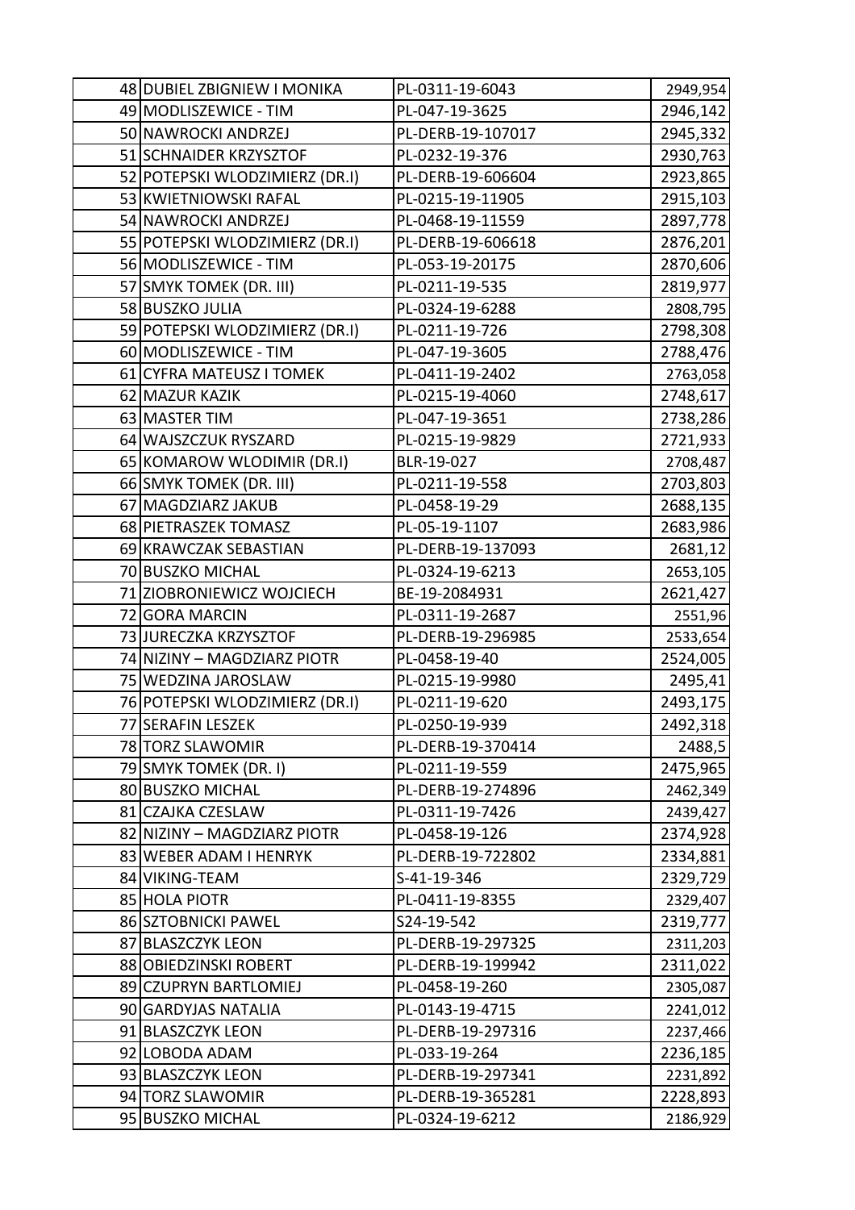| | | | |
|---|---|---|---|
| 48 | DUBIEL ZBIGNIEW I MONIKA | PL-0311-19-6043 | 2949,954 |
| 49 | MODLISZEWICE - TIM | PL-047-19-3625 | 2946,142 |
| 50 | NAWROCKI ANDRZEJ | PL-DERB-19-107017 | 2945,332 |
| 51 | SCHNAIDER KRZYSZTOF | PL-0232-19-376 | 2930,763 |
| 52 | POTEPSKI WLODZIMIERZ (DR.I) | PL-DERB-19-606604 | 2923,865 |
| 53 | KWIETNIOWSKI RAFAL | PL-0215-19-11905 | 2915,103 |
| 54 | NAWROCKI ANDRZEJ | PL-0468-19-11559 | 2897,778 |
| 55 | POTEPSKI WLODZIMIERZ (DR.I) | PL-DERB-19-606618 | 2876,201 |
| 56 | MODLISZEWICE - TIM | PL-053-19-20175 | 2870,606 |
| 57 | SMYK TOMEK (DR. III) | PL-0211-19-535 | 2819,977 |
| 58 | BUSZKO JULIA | PL-0324-19-6288 | 2808,795 |
| 59 | POTEPSKI WLODZIMIERZ (DR.I) | PL-0211-19-726 | 2798,308 |
| 60 | MODLISZEWICE - TIM | PL-047-19-3605 | 2788,476 |
| 61 | CYFRA MATEUSZ I TOMEK | PL-0411-19-2402 | 2763,058 |
| 62 | MAZUR KAZIK | PL-0215-19-4060 | 2748,617 |
| 63 | MASTER TIM | PL-047-19-3651 | 2738,286 |
| 64 | WAJSZCZUK RYSZARD | PL-0215-19-9829 | 2721,933 |
| 65 | KOMAROW WLODIMIR (DR.I) | BLR-19-027 | 2708,487 |
| 66 | SMYK TOMEK (DR. III) | PL-0211-19-558 | 2703,803 |
| 67 | MAGDZIARZ JAKUB | PL-0458-19-29 | 2688,135 |
| 68 | PIETRASZEK TOMASZ | PL-05-19-1107 | 2683,986 |
| 69 | KRAWCZAK SEBASTIAN | PL-DERB-19-137093 | 2681,12 |
| 70 | BUSZKO MICHAL | PL-0324-19-6213 | 2653,105 |
| 71 | ZIOBRONIEWICZ WOJCIECH | BE-19-2084931 | 2621,427 |
| 72 | GORA MARCIN | PL-0311-19-2687 | 2551,96 |
| 73 | JURECZKA KRZYSZTOF | PL-DERB-19-296985 | 2533,654 |
| 74 | NIZINY – MAGDZIARZ PIOTR | PL-0458-19-40 | 2524,005 |
| 75 | WEDZINA JAROSLAW | PL-0215-19-9980 | 2495,41 |
| 76 | POTEPSKI WLODZIMIERZ (DR.I) | PL-0211-19-620 | 2493,175 |
| 77 | SERAFIN LESZEK | PL-0250-19-939 | 2492,318 |
| 78 | TORZ SLAWOMIR | PL-DERB-19-370414 | 2488,5 |
| 79 | SMYK TOMEK (DR. I) | PL-0211-19-559 | 2475,965 |
| 80 | BUSZKO MICHAL | PL-DERB-19-274896 | 2462,349 |
| 81 | CZAJKA CZESLAW | PL-0311-19-7426 | 2439,427 |
| 82 | NIZINY – MAGDZIARZ PIOTR | PL-0458-19-126 | 2374,928 |
| 83 | WEBER ADAM I HENRYK | PL-DERB-19-722802 | 2334,881 |
| 84 | VIKING-TEAM | S-41-19-346 | 2329,729 |
| 85 | HOLA PIOTR | PL-0411-19-8355 | 2329,407 |
| 86 | SZTOBNICKI PAWEL | S24-19-542 | 2319,777 |
| 87 | BLASZCZYK LEON | PL-DERB-19-297325 | 2311,203 |
| 88 | OBIEDZINSKI ROBERT | PL-DERB-19-199942 | 2311,022 |
| 89 | CZUPRYN BARTLOMIEJ | PL-0458-19-260 | 2305,087 |
| 90 | GARDYJAS NATALIA | PL-0143-19-4715 | 2241,012 |
| 91 | BLASZCZYK LEON | PL-DERB-19-297316 | 2237,466 |
| 92 | LOBODA ADAM | PL-033-19-264 | 2236,185 |
| 93 | BLASZCZYK LEON | PL-DERB-19-297341 | 2231,892 |
| 94 | TORZ SLAWOMIR | PL-DERB-19-365281 | 2228,893 |
| 95 | BUSZKO MICHAL | PL-0324-19-6212 | 2186,929 |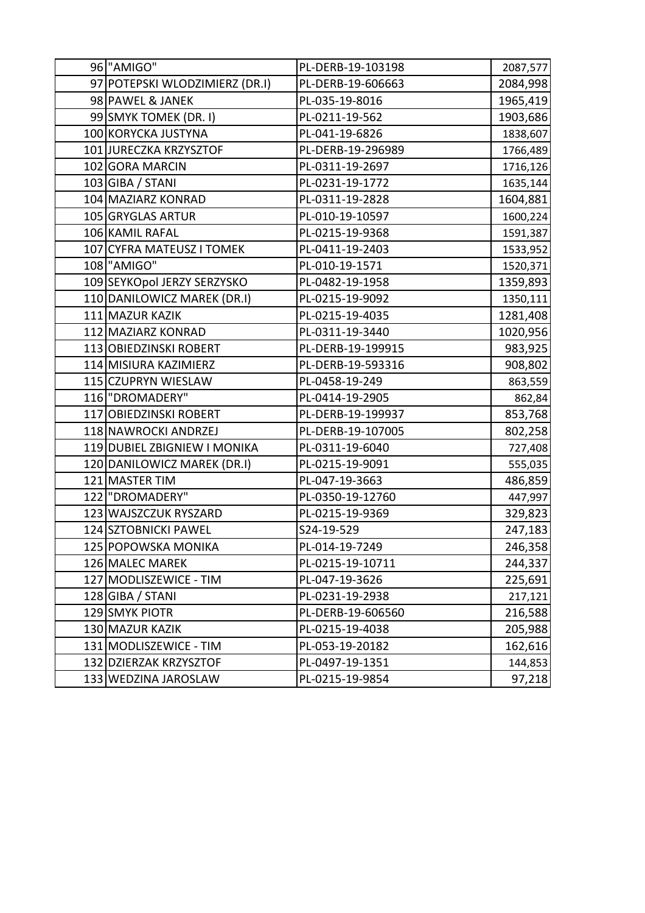| | | | |
|---|---|---|---|
| 96 | "AMIGO" | PL-DERB-19-103198 | 2087,577 |
| 97 | POTEPSKI WLODZIMIERZ (DR.I) | PL-DERB-19-606663 | 2084,998 |
| 98 | PAWEL & JANEK | PL-035-19-8016 | 1965,419 |
| 99 | SMYK TOMEK (DR. I) | PL-0211-19-562 | 1903,686 |
| 100 | KORYCKA JUSTYNA | PL-041-19-6826 | 1838,607 |
| 101 | JURECZKA KRZYSZTOF | PL-DERB-19-296989 | 1766,489 |
| 102 | GORA MARCIN | PL-0311-19-2697 | 1716,126 |
| 103 | GIBA / STANI | PL-0231-19-1772 | 1635,144 |
| 104 | MAZIARZ KONRAD | PL-0311-19-2828 | 1604,881 |
| 105 | GRYGLAS ARTUR | PL-010-19-10597 | 1600,224 |
| 106 | KAMIL RAFAL | PL-0215-19-9368 | 1591,387 |
| 107 | CYFRA MATEUSZ I TOMEK | PL-0411-19-2403 | 1533,952 |
| 108 | "AMIGO" | PL-010-19-1571 | 1520,371 |
| 109 | SEYKOpol JERZY SERZYSKO | PL-0482-19-1958 | 1359,893 |
| 110 | DANILOWICZ MAREK (DR.I) | PL-0215-19-9092 | 1350,111 |
| 111 | MAZUR KAZIK | PL-0215-19-4035 | 1281,408 |
| 112 | MAZIARZ KONRAD | PL-0311-19-3440 | 1020,956 |
| 113 | OBIEDZINSKI ROBERT | PL-DERB-19-199915 | 983,925 |
| 114 | MISIURA KAZIMIERZ | PL-DERB-19-593316 | 908,802 |
| 115 | CZUPRYN WIESLAW | PL-0458-19-249 | 863,559 |
| 116 | "DROMADERY" | PL-0414-19-2905 | 862,84 |
| 117 | OBIEDZINSKI ROBERT | PL-DERB-19-199937 | 853,768 |
| 118 | NAWROCKI ANDRZEJ | PL-DERB-19-107005 | 802,258 |
| 119 | DUBIEL ZBIGNIEW I MONIKA | PL-0311-19-6040 | 727,408 |
| 120 | DANILOWICZ MAREK (DR.I) | PL-0215-19-9091 | 555,035 |
| 121 | MASTER TIM | PL-047-19-3663 | 486,859 |
| 122 | "DROMADERY" | PL-0350-19-12760 | 447,997 |
| 123 | WAJSZCZUK RYSZARD | PL-0215-19-9369 | 329,823 |
| 124 | SZTOBNICKI PAWEL | S24-19-529 | 247,183 |
| 125 | POPOWSKA MONIKA | PL-014-19-7249 | 246,358 |
| 126 | MALEC MAREK | PL-0215-19-10711 | 244,337 |
| 127 | MODLISZEWICE - TIM | PL-047-19-3626 | 225,691 |
| 128 | GIBA / STANI | PL-0231-19-2938 | 217,121 |
| 129 | SMYK PIOTR | PL-DERB-19-606560 | 216,588 |
| 130 | MAZUR KAZIK | PL-0215-19-4038 | 205,988 |
| 131 | MODLISZEWICE - TIM | PL-053-19-20182 | 162,616 |
| 132 | DZIERZAK KRZYSZTOF | PL-0497-19-1351 | 144,853 |
| 133 | WEDZINA JAROSLAW | PL-0215-19-9854 | 97,218 |